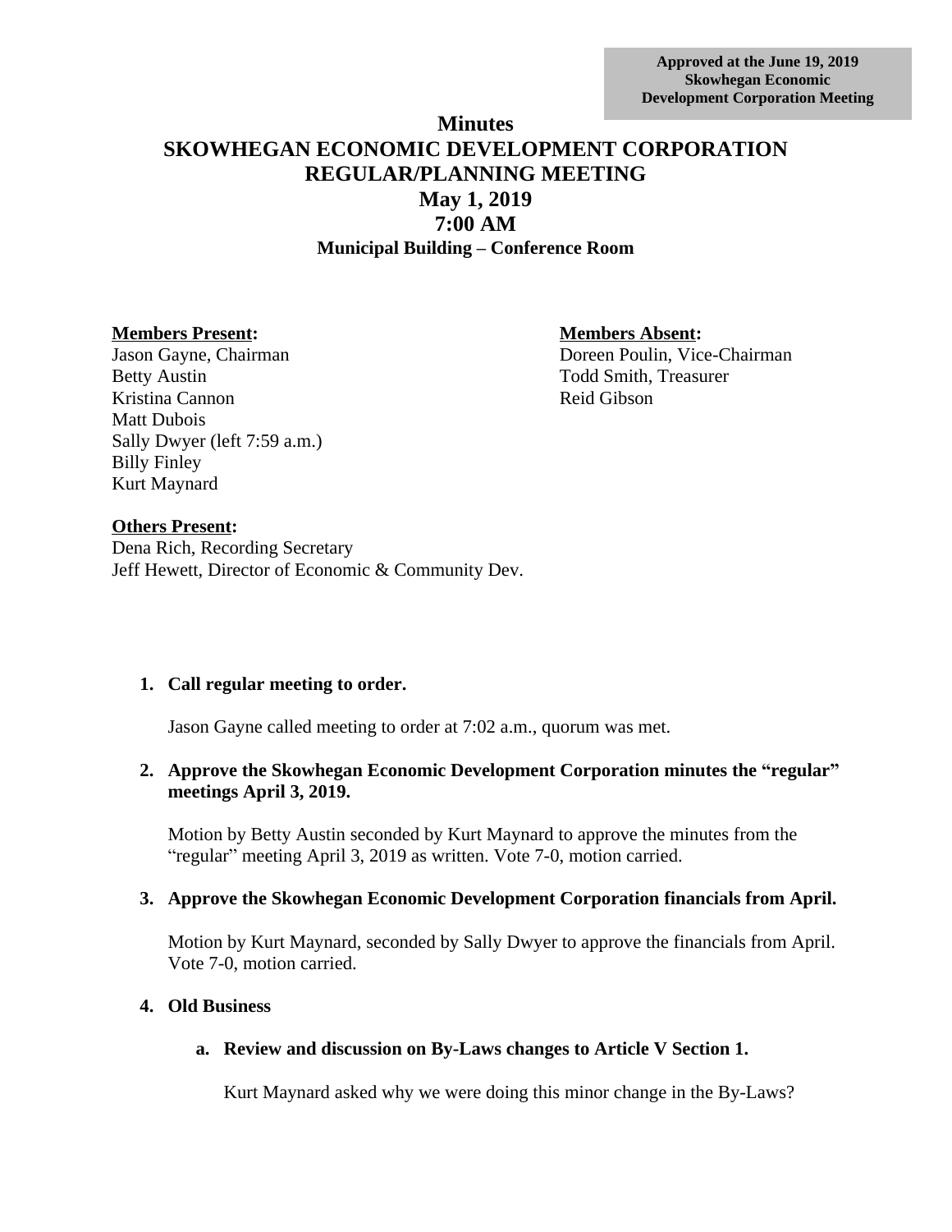**Approved at the June 19, 2019 Skowhegan Economic Development Corporation Meeting**

# Minutes
# SKOWHEGAN ECONOMIC DEVELOPMENT CORPORATION
# REGULAR/PLANNING MEETING
## May 1, 2019
## 7:00 AM
### Municipal Building – Conference Room

**Members Present:**
Jason Gayne, Chairman
Betty Austin
Kristina Cannon
Matt Dubois
Sally Dwyer (left 7:59 a.m.)
Billy Finley
Kurt Maynard

**Members Absent:**
Doreen Poulin, Vice-Chairman
Todd Smith, Treasurer
Reid Gibson

**Others Present:**
Dena Rich, Recording Secretary
Jeff Hewett, Director of Economic & Community Dev.

1. **Call regular meeting to order.**

   Jason Gayne called meeting to order at 7:02 a.m., quorum was met.

2. **Approve the Skowhegan Economic Development Corporation minutes the "regular" meetings April 3, 2019.**

   Motion by Betty Austin seconded by Kurt Maynard to approve the minutes from the "regular" meeting April 3, 2019 as written. Vote 7-0, motion carried.

3. **Approve the Skowhegan Economic Development Corporation financials from April.**

   Motion by Kurt Maynard, seconded by Sally Dwyer to approve the financials from April. Vote 7-0, motion carried.

4. **Old Business**

   a. **Review and discussion on By-Laws changes to Article V Section 1.**

      Kurt Maynard asked why we were doing this minor change in the By-Laws?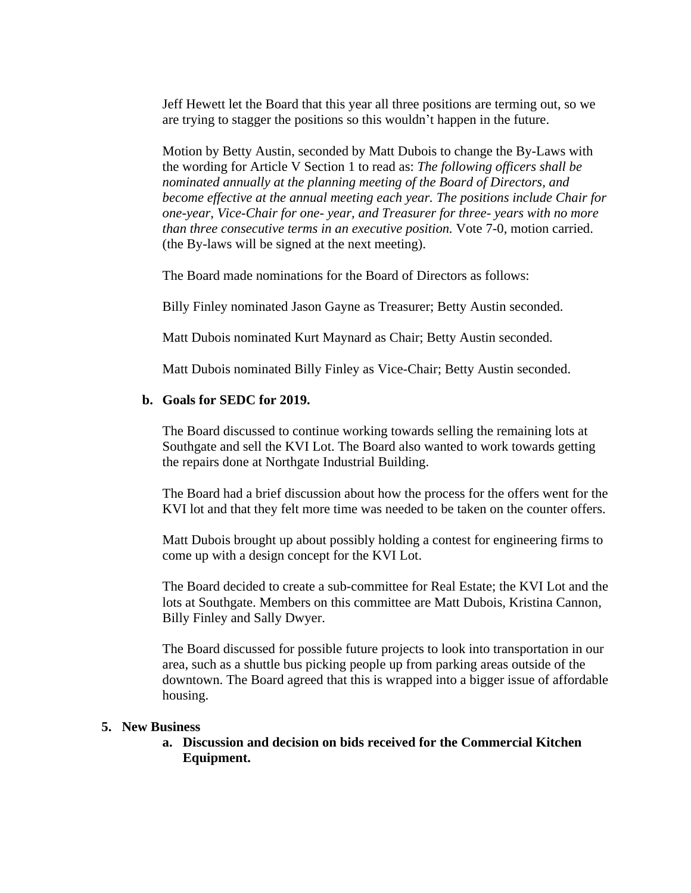Jeff Hewett let the Board that this year all three positions are terming out, so we are trying to stagger the positions so this wouldn't happen in the future.

Motion by Betty Austin, seconded by Matt Dubois to change the By-Laws with the wording for Article V Section 1 to read as: *The following officers shall be nominated annually at the planning meeting of the Board of Directors, and become effective at the annual meeting each year. The positions include Chair for one-year, Vice-Chair for one- year, and Treasurer for three- years with no more than three consecutive terms in an executive position.* Vote 7-0, motion carried. (the By-laws will be signed at the next meeting).

The Board made nominations for the Board of Directors as follows:

Billy Finley nominated Jason Gayne as Treasurer; Betty Austin seconded.

Matt Dubois nominated Kurt Maynard as Chair; Betty Austin seconded.

Matt Dubois nominated Billy Finley as Vice-Chair; Betty Austin seconded.

**b. Goals for SEDC for 2019.**

The Board discussed to continue working towards selling the remaining lots at Southgate and sell the KVI Lot. The Board also wanted to work towards getting the repairs done at Northgate Industrial Building.

The Board had a brief discussion about how the process for the offers went for the KVI lot and that they felt more time was needed to be taken on the counter offers.

Matt Dubois brought up about possibly holding a contest for engineering firms to come up with a design concept for the KVI Lot.

The Board decided to create a sub-committee for Real Estate; the KVI Lot and the lots at Southgate. Members on this committee are Matt Dubois, Kristina Cannon, Billy Finley and Sally Dwyer.

The Board discussed for possible future projects to look into transportation in our area, such as a shuttle bus picking people up from parking areas outside of the downtown. The Board agreed that this is wrapped into a bigger issue of affordable housing.

**5. New Business**

**a. Discussion and decision on bids received for the Commercial Kitchen Equipment.**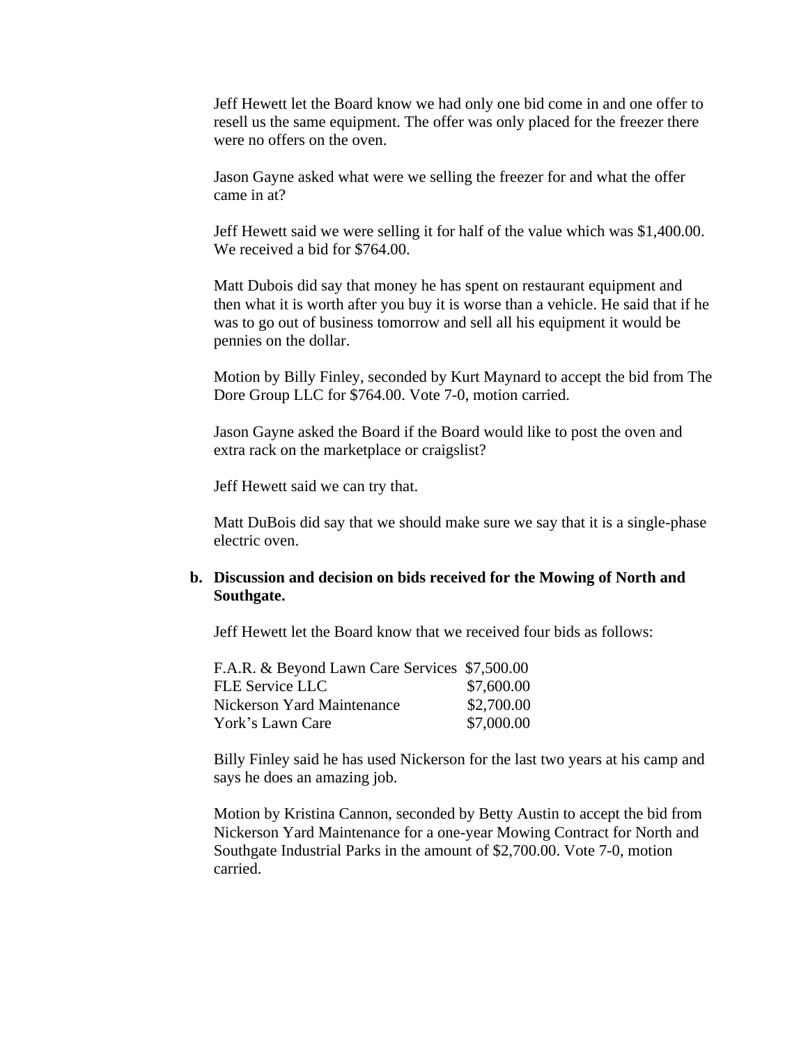Jeff Hewett let the Board know we had only one bid come in and one offer to resell us the same equipment. The offer was only placed for the freezer there were no offers on the oven.

Jason Gayne asked what were we selling the freezer for and what the offer came in at?

Jeff Hewett said we were selling it for half of the value which was $1,400.00. We received a bid for $764.00.

Matt Dubois did say that money he has spent on restaurant equipment and then what it is worth after you buy it is worse than a vehicle. He said that if he was to go out of business tomorrow and sell all his equipment it would be pennies on the dollar.

Motion by Billy Finley, seconded by Kurt Maynard to accept the bid from The Dore Group LLC for $764.00. Vote 7-0, motion carried.

Jason Gayne asked the Board if the Board would like to post the oven and extra rack on the marketplace or craigslist?

Jeff Hewett said we can try that.

Matt DuBois did say that we should make sure we say that it is a single-phase electric oven.

**b. Discussion and decision on bids received for the Mowing of North and Southgate.**

Jeff Hewett let the Board know that we received four bids as follows:

| | |
|---|---|
| F.A.R. & Beyond Lawn Care Services | $7,500.00 |
| FLE Service LLC | $7,600.00 |
| Nickerson Yard Maintenance | $2,700.00 |
| York's Lawn Care | $7,000.00 |

Billy Finley said he has used Nickerson for the last two years at his camp and says he does an amazing job.

Motion by Kristina Cannon, seconded by Betty Austin to accept the bid from Nickerson Yard Maintenance for a one-year Mowing Contract for North and Southgate Industrial Parks in the amount of $2,700.00. Vote 7-0, motion carried.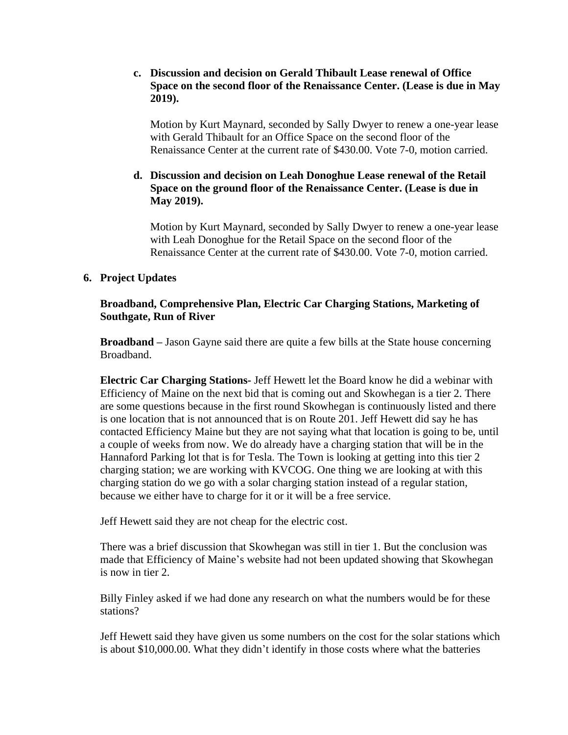c. **Discussion and decision on Gerald Thibault Lease renewal of Office Space on the second floor of the Renaissance Center. (Lease is due in May 2019).**

   Motion by Kurt Maynard, seconded by Sally Dwyer to renew a one-year lease with Gerald Thibault for an Office Space on the second floor of the Renaissance Center at the current rate of $430.00. Vote 7-0, motion carried.

d. **Discussion and decision on Leah Donoghue Lease renewal of the Retail Space on the ground floor of the Renaissance Center. (Lease is due in May 2019).**

   Motion by Kurt Maynard, seconded by Sally Dwyer to renew a one-year lease with Leah Donoghue for the Retail Space on the second floor of the Renaissance Center at the current rate of $430.00. Vote 7-0, motion carried.

6. **Project Updates**

   **Broadband, Comprehensive Plan, Electric Car Charging Stations, Marketing of Southgate, Run of River**

   **Broadband –** Jason Gayne said there are quite a few bills at the State house concerning Broadband.

   **Electric Car Charging Stations-** Jeff Hewett let the Board know he did a webinar with Efficiency of Maine on the next bid that is coming out and Skowhegan is a tier 2. There are some questions because in the first round Skowhegan is continuously listed and there is one location that is not announced that is on Route 201. Jeff Hewett did say he has contacted Efficiency Maine but they are not saying what that location is going to be, until a couple of weeks from now. We do already have a charging station that will be in the Hannaford Parking lot that is for Tesla. The Town is looking at getting into this tier 2 charging station; we are working with KVCOG. One thing we are looking at with this charging station do we go with a solar charging station instead of a regular station, because we either have to charge for it or it will be a free service.

   Jeff Hewett said they are not cheap for the electric cost.

   There was a brief discussion that Skowhegan was still in tier 1. But the conclusion was made that Efficiency of Maine's website had not been updated showing that Skowhegan is now in tier 2.

   Billy Finley asked if we had done any research on what the numbers would be for these stations?

   Jeff Hewett said they have given us some numbers on the cost for the solar stations which is about $10,000.00. What they didn't identify in those costs where what the batteries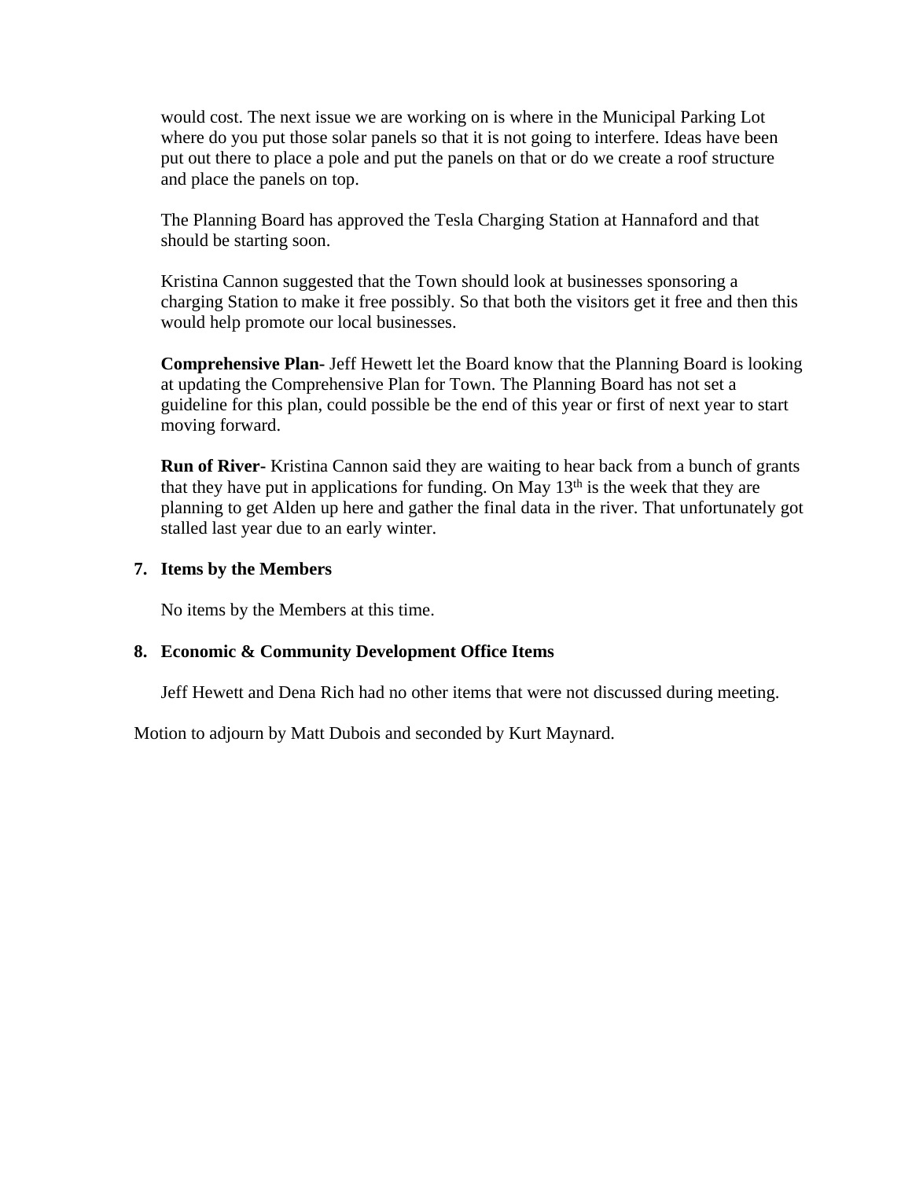would cost. The next issue we are working on is where in the Municipal Parking Lot where do you put those solar panels so that it is not going to interfere. Ideas have been put out there to place a pole and put the panels on that or do we create a roof structure and place the panels on top.

The Planning Board has approved the Tesla Charging Station at Hannaford and that should be starting soon.

Kristina Cannon suggested that the Town should look at businesses sponsoring a charging Station to make it free possibly. So that both the visitors get it free and then this would help promote our local businesses.

**Comprehensive Plan-** Jeff Hewett let the Board know that the Planning Board is looking at updating the Comprehensive Plan for Town. The Planning Board has not set a guideline for this plan, could possible be the end of this year or first of next year to start moving forward.

**Run of River-** Kristina Cannon said they are waiting to hear back from a bunch of grants that they have put in applications for funding. On May 13th is the week that they are planning to get Alden up here and gather the final data in the river. That unfortunately got stalled last year due to an early winter.

**7. Items by the Members**

No items by the Members at this time.

**8. Economic & Community Development Office Items**

Jeff Hewett and Dena Rich had no other items that were not discussed during meeting.

Motion to adjourn by Matt Dubois and seconded by Kurt Maynard.